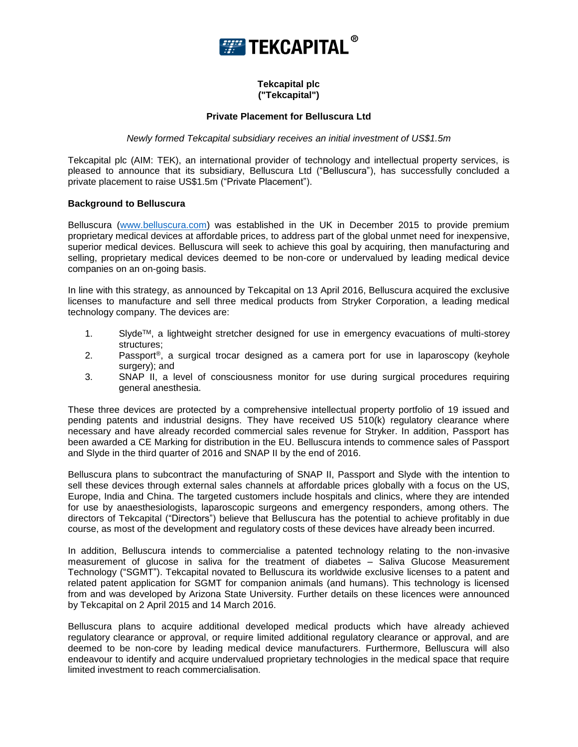**TEKCAPITAL®**

**Tekcapital plc**
**("Tekcapital")**

**Private Placement for Belluscura Ltd**

*Newly formed Tekcapital subsidiary receives an initial investment of US$1.5m*

Tekcapital plc (AIM: TEK), an international provider of technology and intellectual property services, is pleased to announce that its subsidiary, Belluscura Ltd ("Belluscura"), has successfully concluded a private placement to raise US$1.5m ("Private Placement").

**Background to Belluscura**

Belluscura (www.belluscura.com) was established in the UK in December 2015 to provide premium proprietary medical devices at affordable prices, to address part of the global unmet need for inexpensive, superior medical devices. Belluscura will seek to achieve this goal by acquiring, then manufacturing and selling, proprietary medical devices deemed to be non-core or undervalued by leading medical device companies on an on-going basis.

In line with this strategy, as announced by Tekcapital on 13 April 2016, Belluscura acquired the exclusive licenses to manufacture and sell three medical products from Stryker Corporation, a leading medical technology company. The devices are:

1. Slyde™, a lightweight stretcher designed for use in emergency evacuations of multi-storey structures;
2. Passport®, a surgical trocar designed as a camera port for use in laparoscopy (keyhole surgery); and
3. SNAP II, a level of consciousness monitor for use during surgical procedures requiring general anesthesia.

These three devices are protected by a comprehensive intellectual property portfolio of 19 issued and pending patents and industrial designs. They have received US 510(k) regulatory clearance where necessary and have already recorded commercial sales revenue for Stryker. In addition, Passport has been awarded a CE Marking for distribution in the EU. Belluscura intends to commence sales of Passport and Slyde in the third quarter of 2016 and SNAP II by the end of 2016.

Belluscura plans to subcontract the manufacturing of SNAP II, Passport and Slyde with the intention to sell these devices through external sales channels at affordable prices globally with a focus on the US, Europe, India and China. The targeted customers include hospitals and clinics, where they are intended for use by anaesthesiologists, laparoscopic surgeons and emergency responders, among others. The directors of Tekcapital ("Directors") believe that Belluscura has the potential to achieve profitably in due course, as most of the development and regulatory costs of these devices have already been incurred.

In addition, Belluscura intends to commercialise a patented technology relating to the non-invasive measurement of glucose in saliva for the treatment of diabetes – Saliva Glucose Measurement Technology ("SGMT"). Tekcapital novated to Belluscura its worldwide exclusive licenses to a patent and related patent application for SGMT for companion animals (and humans). This technology is licensed from and was developed by Arizona State University. Further details on these licences were announced by Tekcapital on 2 April 2015 and 14 March 2016.

Belluscura plans to acquire additional developed medical products which have already achieved regulatory clearance or approval, or require limited additional regulatory clearance or approval, and are deemed to be non-core by leading medical device manufacturers. Furthermore, Belluscura will also endeavour to identify and acquire undervalued proprietary technologies in the medical space that require limited investment to reach commercialisation.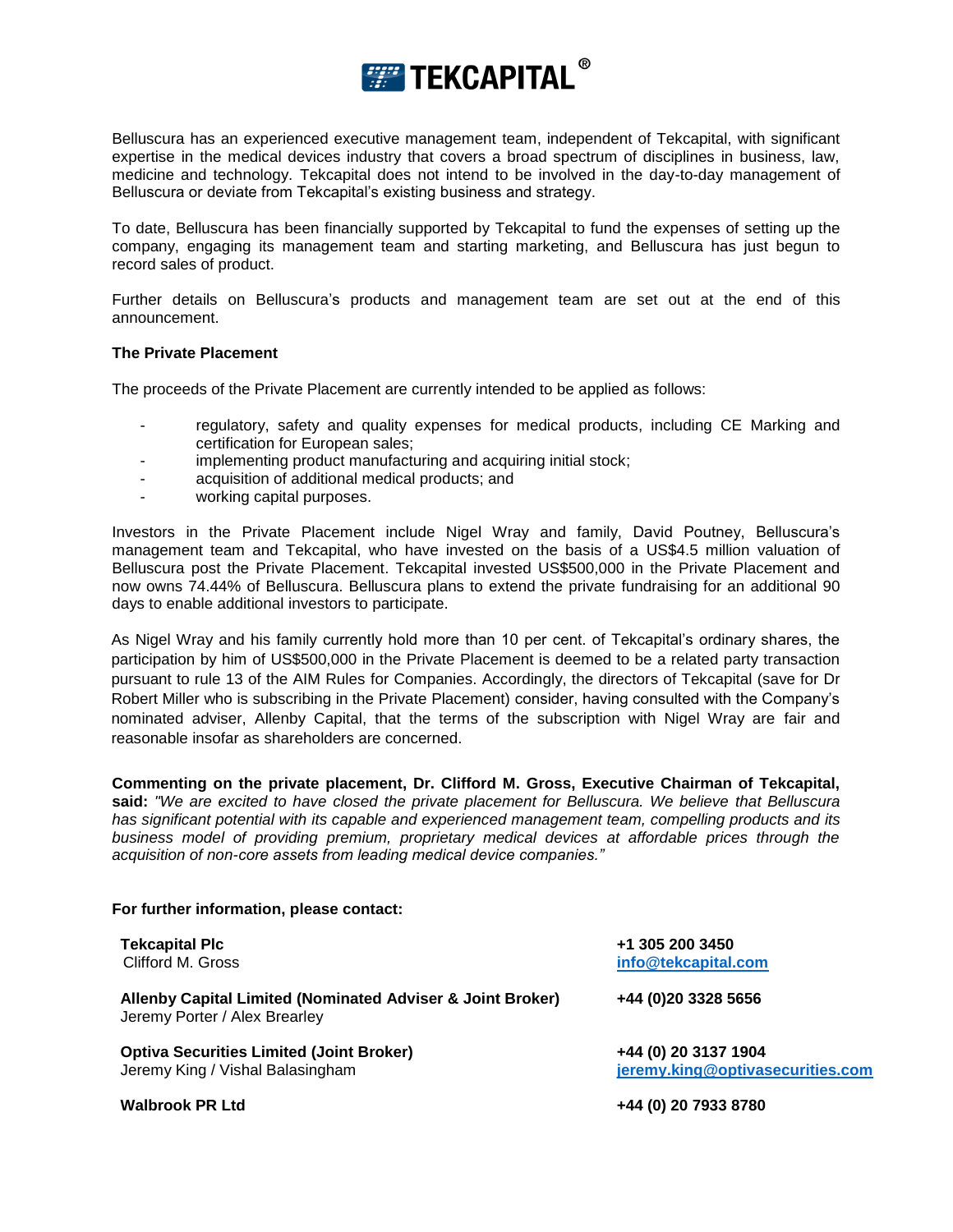Belluscura has an experienced executive management team, independent of Tekcapital, with significant expertise in the medical devices industry that covers a broad spectrum of disciplines in business, law, medicine and technology. Tekcapital does not intend to be involved in the day-to-day management of Belluscura or deviate from Tekcapital's existing business and strategy.

To date, Belluscura has been financially supported by Tekcapital to fund the expenses of setting up the company, engaging its management team and starting marketing, and Belluscura has just begun to record sales of product.

Further details on Belluscura's products and management team are set out at the end of this announcement.

**The Private Placement**

The proceeds of the Private Placement are currently intended to be applied as follows:

- regulatory, safety and quality expenses for medical products, including CE Marking and certification for European sales;
- implementing product manufacturing and acquiring initial stock;
- acquisition of additional medical products; and
- working capital purposes.

Investors in the Private Placement include Nigel Wray and family, David Poutney, Belluscura's management team and Tekcapital, who have invested on the basis of a US$4.5 million valuation of Belluscura post the Private Placement. Tekcapital invested US$500,000 in the Private Placement and now owns 74.44% of Belluscura. Belluscura plans to extend the private fundraising for an additional 90 days to enable additional investors to participate.

As Nigel Wray and his family currently hold more than 10 per cent. of Tekcapital's ordinary shares, the participation by him of US$500,000 in the Private Placement is deemed to be a related party transaction pursuant to rule 13 of the AIM Rules for Companies. Accordingly, the directors of Tekcapital (save for Dr Robert Miller who is subscribing in the Private Placement) consider, having consulted with the Company's nominated adviser, Allenby Capital, that the terms of the subscription with Nigel Wray are fair and reasonable insofar as shareholders are concerned.

**Commenting on the private placement, Dr. Clifford M. Gross, Executive Chairman of Tekcapital, said:** *"We are excited to have closed the private placement for Belluscura. We believe that Belluscura has significant potential with its capable and experienced management team, compelling products and its business model of providing premium, proprietary medical devices at affordable prices through the acquisition of non-core assets from leading medical device companies."*

**For further information, please contact:**

| | |
|---|---|
| **Tekcapital Plc**<br>Clifford M. Gross | **+1 305 200 3450**<br>info@tekcapital.com |
| **Allenby Capital Limited (Nominated Adviser & Joint Broker)**<br>Jeremy Porter / Alex Brearley | **+44 (0)20 3328 5656** |
| **Optiva Securities Limited (Joint Broker)**<br>Jeremy King / Vishal Balasingham | **+44 (0) 20 3137 1904**<br>jeremy.king@optivasecurities.com |
| **Walbrook PR Ltd** | **+44 (0) 20 7933 8780** |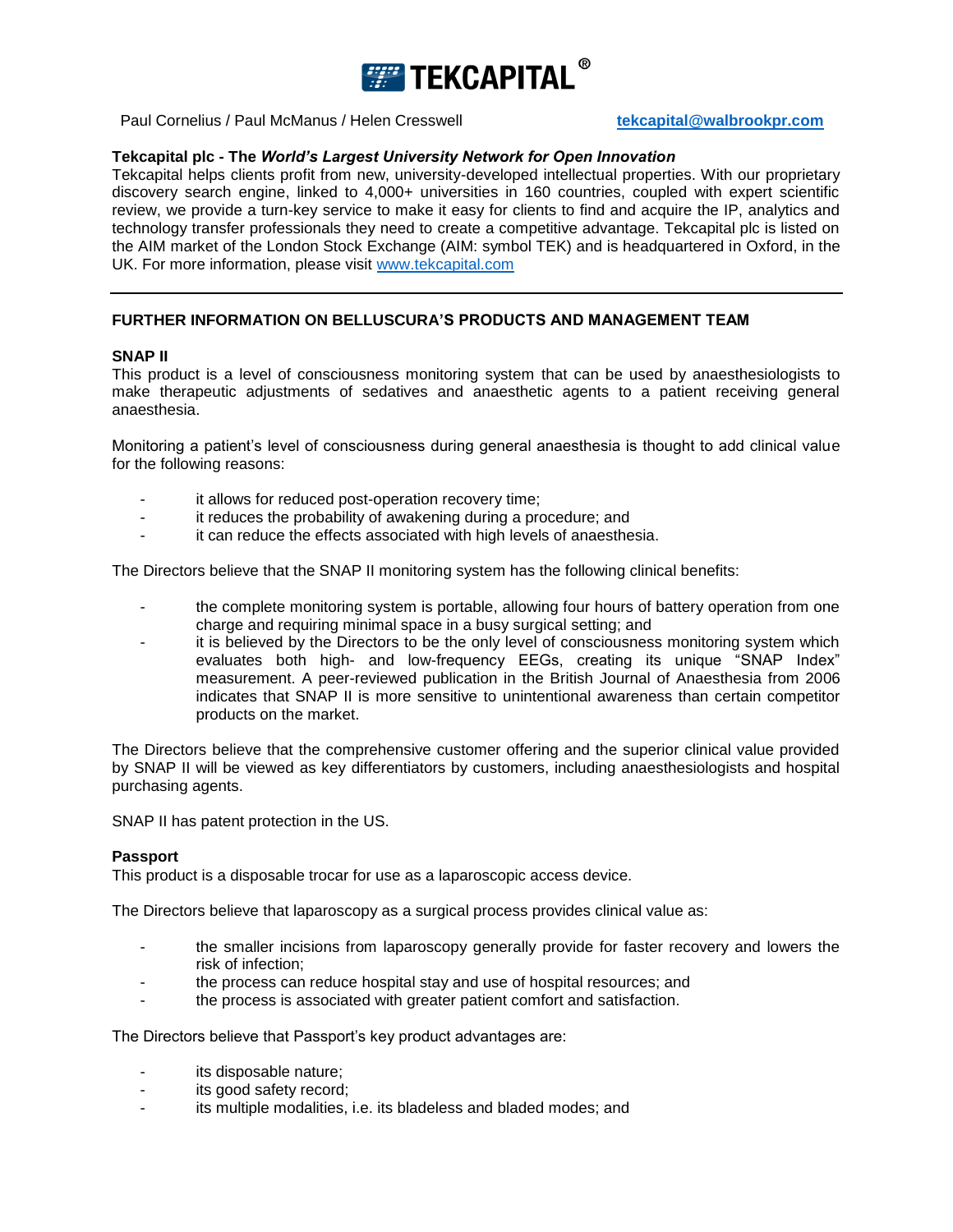Paul Cornelius / Paul McManus / Helen Cresswell tekcapital@walbrookpr.com

**Tekcapital plc - The *World's Largest University Network for Open Innovation***

Tekcapital helps clients profit from new, university-developed intellectual properties. With our proprietary discovery search engine, linked to 4,000+ universities in 160 countries, coupled with expert scientific review, we provide a turn-key service to make it easy for clients to find and acquire the IP, analytics and technology transfer professionals they need to create a competitive advantage. Tekcapital plc is listed on the AIM market of the London Stock Exchange (AIM: symbol TEK) and is headquartered in Oxford, in the UK. For more information, please visit www.tekcapital.com

---

## FURTHER INFORMATION ON BELLUSCURA'S PRODUCTS AND MANAGEMENT TEAM

### SNAP II

This product is a level of consciousness monitoring system that can be used by anaesthesiologists to make therapeutic adjustments of sedatives and anaesthetic agents to a patient receiving general anaesthesia.

Monitoring a patient's level of consciousness during general anaesthesia is thought to add clinical value for the following reasons:

- it allows for reduced post-operation recovery time;
- it reduces the probability of awakening during a procedure; and
- it can reduce the effects associated with high levels of anaesthesia.

The Directors believe that the SNAP II monitoring system has the following clinical benefits:

- the complete monitoring system is portable, allowing four hours of battery operation from one charge and requiring minimal space in a busy surgical setting; and
- it is believed by the Directors to be the only level of consciousness monitoring system which evaluates both high- and low-frequency EEGs, creating its unique "SNAP Index" measurement. A peer-reviewed publication in the British Journal of Anaesthesia from 2006 indicates that SNAP II is more sensitive to unintentional awareness than certain competitor products on the market.

The Directors believe that the comprehensive customer offering and the superior clinical value provided by SNAP II will be viewed as key differentiators by customers, including anaesthesiologists and hospital purchasing agents.

SNAP II has patent protection in the US.

### Passport

This product is a disposable trocar for use as a laparoscopic access device.

The Directors believe that laparoscopy as a surgical process provides clinical value as:

- the smaller incisions from laparoscopy generally provide for faster recovery and lowers the risk of infection;
- the process can reduce hospital stay and use of hospital resources; and
- the process is associated with greater patient comfort and satisfaction.

The Directors believe that Passport's key product advantages are:

- its disposable nature;
- its good safety record;
- its multiple modalities, i.e. its bladeless and bladed modes; and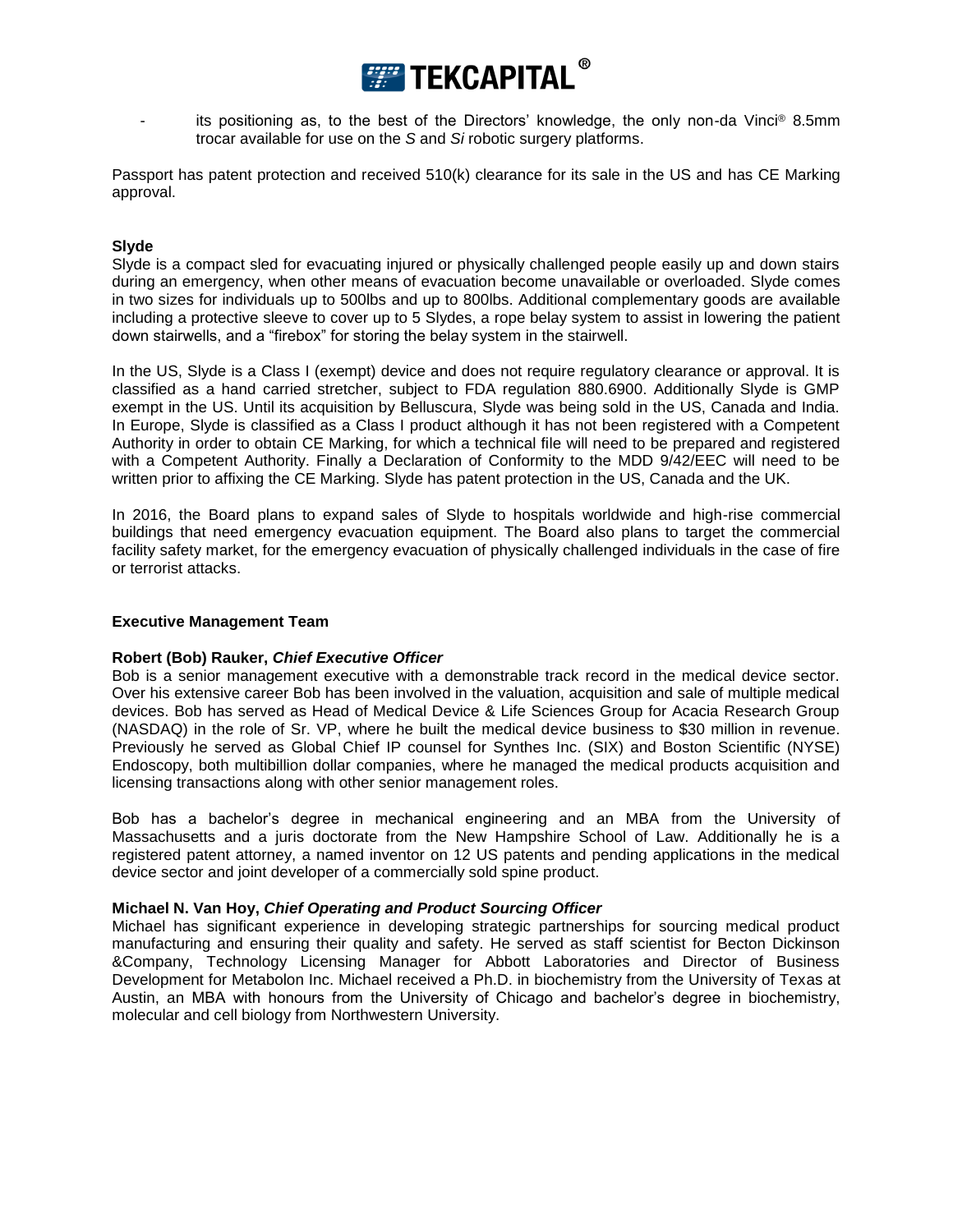- its positioning as, to the best of the Directors' knowledge, the only non-da Vinci® 8.5mm trocar available for use on the *S* and *Si* robotic surgery platforms.

Passport has patent protection and received 510(k) clearance for its sale in the US and has CE Marking approval.

**Slyde**

Slyde is a compact sled for evacuating injured or physically challenged people easily up and down stairs during an emergency, when other means of evacuation become unavailable or overloaded. Slyde comes in two sizes for individuals up to 500lbs and up to 800lbs. Additional complementary goods are available including a protective sleeve to cover up to 5 Slydes, a rope belay system to assist in lowering the patient down stairwells, and a "firebox" for storing the belay system in the stairwell.

In the US, Slyde is a Class I (exempt) device and does not require regulatory clearance or approval. It is classified as a hand carried stretcher, subject to FDA regulation 880.6900. Additionally Slyde is GMP exempt in the US. Until its acquisition by Belluscura, Slyde was being sold in the US, Canada and India. In Europe, Slyde is classified as a Class I product although it has not been registered with a Competent Authority in order to obtain CE Marking, for which a technical file will need to be prepared and registered with a Competent Authority. Finally a Declaration of Conformity to the MDD 9/42/EEC will need to be written prior to affixing the CE Marking. Slyde has patent protection in the US, Canada and the UK.

In 2016, the Board plans to expand sales of Slyde to hospitals worldwide and high-rise commercial buildings that need emergency evacuation equipment. The Board also plans to target the commercial facility safety market, for the emergency evacuation of physically challenged individuals in the case of fire or terrorist attacks.

**Executive Management Team**

**Robert (Bob) Rauker, *Chief Executive Officer***

Bob is a senior management executive with a demonstrable track record in the medical device sector. Over his extensive career Bob has been involved in the valuation, acquisition and sale of multiple medical devices. Bob has served as Head of Medical Device & Life Sciences Group for Acacia Research Group (NASDAQ) in the role of Sr. VP, where he built the medical device business to $30 million in revenue. Previously he served as Global Chief IP counsel for Synthes Inc. (SIX) and Boston Scientific (NYSE) Endoscopy, both multibillion dollar companies, where he managed the medical products acquisition and licensing transactions along with other senior management roles.

Bob has a bachelor's degree in mechanical engineering and an MBA from the University of Massachusetts and a juris doctorate from the New Hampshire School of Law. Additionally he is a registered patent attorney, a named inventor on 12 US patents and pending applications in the medical device sector and joint developer of a commercially sold spine product.

**Michael N. Van Hoy, *Chief Operating and Product Sourcing Officer***

Michael has significant experience in developing strategic partnerships for sourcing medical product manufacturing and ensuring their quality and safety. He served as staff scientist for Becton Dickinson &Company, Technology Licensing Manager for Abbott Laboratories and Director of Business Development for Metabolon Inc. Michael received a Ph.D. in biochemistry from the University of Texas at Austin, an MBA with honours from the University of Chicago and bachelor's degree in biochemistry, molecular and cell biology from Northwestern University.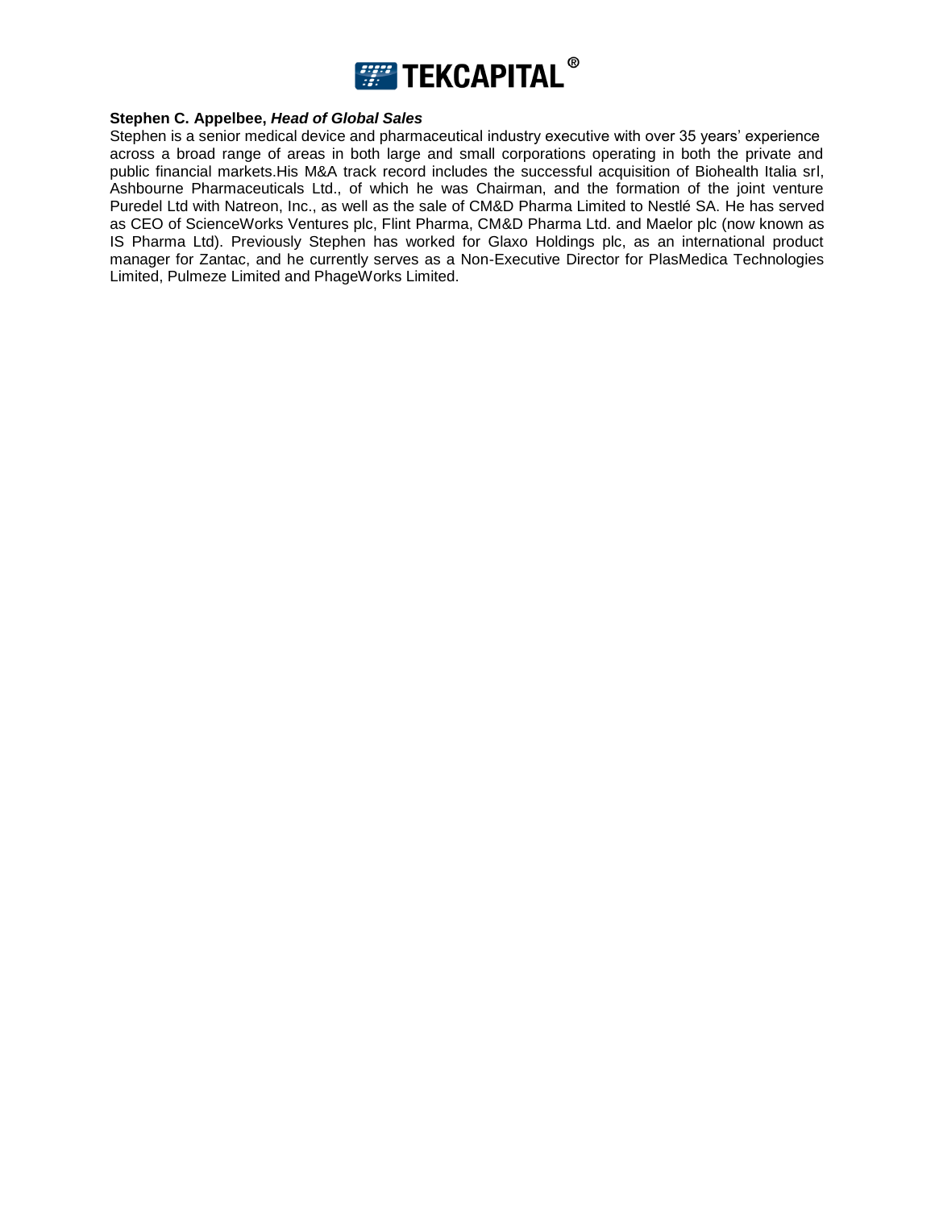**Stephen C. Appelbee, *Head of Global Sales***

Stephen is a senior medical device and pharmaceutical industry executive with over 35 years' experience across a broad range of areas in both large and small corporations operating in both the private and public financial markets.His M&A track record includes the successful acquisition of Biohealth Italia srl, Ashbourne Pharmaceuticals Ltd., of which he was Chairman, and the formation of the joint venture Puredel Ltd with Natreon, Inc., as well as the sale of CM&D Pharma Limited to Nestlé SA. He has served as CEO of ScienceWorks Ventures plc, Flint Pharma, CM&D Pharma Ltd. and Maelor plc (now known as IS Pharma Ltd). Previously Stephen has worked for Glaxo Holdings plc, as an international product manager for Zantac, and he currently serves as a Non-Executive Director for PlasMedica Technologies Limited, Pulmeze Limited and PhageWorks Limited.